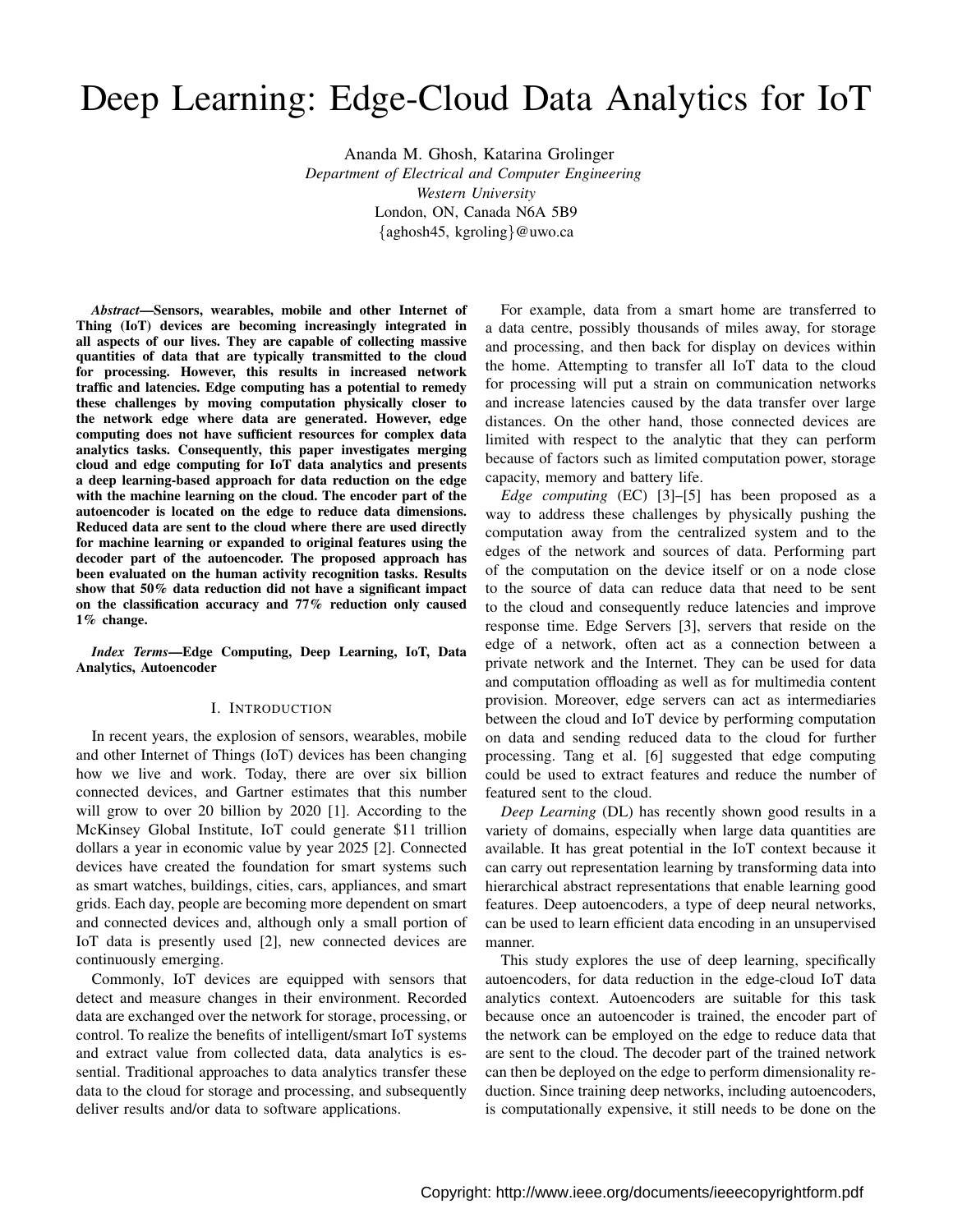# Deep Learning: Edge-Cloud Data Analytics for IoT

Ananda M. Ghosh, Katarina Grolinger
*Department of Electrical and Computer Engineering*
*Western University*
London, ON, Canada N6A 5B9
{aghosh45, kgroling}@uwo.ca

***Abstract*—Sensors, wearables, mobile and other Internet of Thing (IoT) devices are becoming increasingly integrated in all aspects of our lives. They are capable of collecting massive quantities of data that are typically transmitted to the cloud for processing. However, this results in increased network traffic and latencies. Edge computing has a potential to remedy these challenges by moving computation physically closer to the network edge where data are generated. However, edge computing does not have sufficient resources for complex data analytics tasks. Consequently, this paper investigates merging cloud and edge computing for IoT data analytics and presents a deep learning-based approach for data reduction on the edge with the machine learning on the cloud. The encoder part of the autoencoder is located on the edge to reduce data dimensions. Reduced data are sent to the cloud where there are used directly for machine learning or expanded to original features using the decoder part of the autoencoder. The proposed approach has been evaluated on the human activity recognition tasks. Results show that 50% data reduction did not have a significant impact on the classification accuracy and 77% reduction only caused 1% change.**

***Index Terms*—Edge Computing, Deep Learning, IoT, Data Analytics, Autoencoder**

## I. Introduction

In recent years, the explosion of sensors, wearables, mobile and other Internet of Things (IoT) devices has been changing how we live and work. Today, there are over six billion connected devices, and Gartner estimates that this number will grow to over 20 billion by 2020 [1]. According to the McKinsey Global Institute, IoT could generate $11 trillion dollars a year in economic value by year 2025 [2]. Connected devices have created the foundation for smart systems such as smart watches, buildings, cities, cars, appliances, and smart grids. Each day, people are becoming more dependent on smart and connected devices and, although only a small portion of IoT data is presently used [2], new connected devices are continuously emerging.

Commonly, IoT devices are equipped with sensors that detect and measure changes in their environment. Recorded data are exchanged over the network for storage, processing, or control. To realize the benefits of intelligent/smart IoT systems and extract value from collected data, data analytics is essential. Traditional approaches to data analytics transfer these data to the cloud for storage and processing, and subsequently deliver results and/or data to software applications.

For example, data from a smart home are transferred to a data centre, possibly thousands of miles away, for storage and processing, and then back for display on devices within the home. Attempting to transfer all IoT data to the cloud for processing will put a strain on communication networks and increase latencies caused by the data transfer over large distances. On the other hand, those connected devices are limited with respect to the analytic that they can perform because of factors such as limited computation power, storage capacity, memory and battery life.

*Edge computing* (EC) [3]–[5] has been proposed as a way to address these challenges by physically pushing the computation away from the centralized system and to the edges of the network and sources of data. Performing part of the computation on the device itself or on a node close to the source of data can reduce data that need to be sent to the cloud and consequently reduce latencies and improve response time. Edge Servers [3], servers that reside on the edge of a network, often act as a connection between a private network and the Internet. They can be used for data and computation offloading as well as for multimedia content provision. Moreover, edge servers can act as intermediaries between the cloud and IoT device by performing computation on data and sending reduced data to the cloud for further processing. Tang et al. [6] suggested that edge computing could be used to extract features and reduce the number of featured sent to the cloud.

*Deep Learning* (DL) has recently shown good results in a variety of domains, especially when large data quantities are available. It has great potential in the IoT context because it can carry out representation learning by transforming data into hierarchical abstract representations that enable learning good features. Deep autoencoders, a type of deep neural networks, can be used to learn efficient data encoding in an unsupervised manner.

This study explores the use of deep learning, specifically autoencoders, for data reduction in the edge-cloud IoT data analytics context. Autoencoders are suitable for this task because once an autoencoder is trained, the encoder part of the network can be employed on the edge to reduce data that are sent to the cloud. The decoder part of the trained network can then be deployed on the edge to perform dimensionality reduction. Since training deep networks, including autoencoders, is computationally expensive, it still needs to be done on the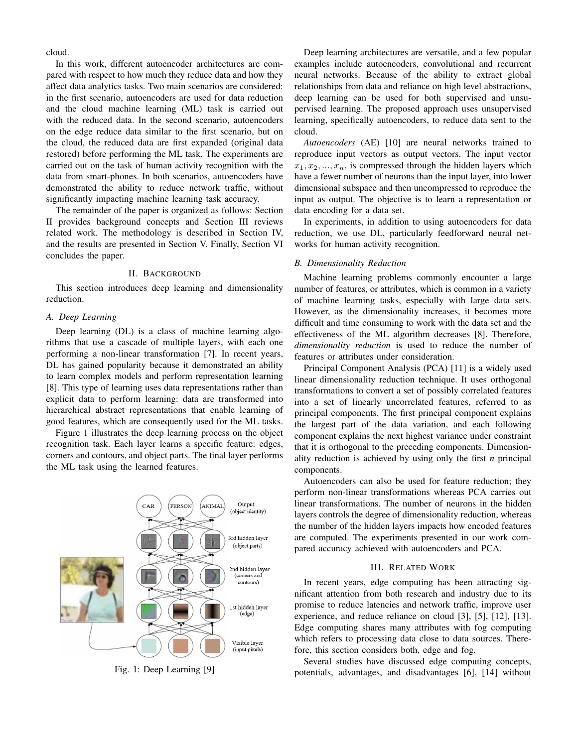cloud.

In this work, different autoencoder architectures are compared with respect to how much they reduce data and how they affect data analytics tasks. Two main scenarios are considered: in the first scenario, autoencoders are used for data reduction and the cloud machine learning (ML) task is carried out with the reduced data. In the second scenario, autoencoders on the edge reduce data similar to the first scenario, but on the cloud, the reduced data are first expanded (original data restored) before performing the ML task. The experiments are carried out on the task of human activity recognition with the data from smart-phones. In both scenarios, autoencoders have demonstrated the ability to reduce network traffic, without significantly impacting machine learning task accuracy.

The remainder of the paper is organized as follows: Section II provides background concepts and Section III reviews related work. The methodology is described in Section IV, and the results are presented in Section V. Finally, Section VI concludes the paper.

## II. Background

This section introduces deep learning and dimensionality reduction.

### A. Deep Learning

Deep learning (DL) is a class of machine learning algorithms that use a cascade of multiple layers, with each one performing a non-linear transformation [7]. In recent years, DL has gained popularity because it demonstrated an ability to learn complex models and perform representation learning [8]. This type of learning uses data representations rather than explicit data to perform learning: data are transformed into hierarchical abstract representations that enable learning of good features, which are consequently used for the ML tasks.

Figure 1 illustrates the deep learning process on the object recognition task. Each layer learns a specific feature: edges, corners and contours, and object parts. The final layer performs the ML task using the learned features.

CAR
PERSON
ANIMAL
Output (object identity)
3rd hidden layer (object parts)
2nd hidden layer (corners and contours)
1st hidden layer (edge)
Visible layer (input pixels)

Fig. 1: Deep Learning [9]

Deep learning architectures are versatile, and a few popular examples include autoencoders, convolutional and recurrent neural networks. Because of the ability to extract global relationships from data and reliance on high level abstractions, deep learning can be used for both supervised and unsupervised learning. The proposed approach uses unsupervised learning, specifically autoencoders, to reduce data sent to the cloud.

*Autoencoders* (AE) [10] are neural networks trained to reproduce input vectors as output vectors. The input vector $x_1, x_2, ..., x_n$, is compressed through the hidden layers which have a fewer number of neurons than the input layer, into lower dimensional subspace and then uncompressed to reproduce the input as output. The objective is to learn a representation or data encoding for a data set.

In experiments, in addition to using autoencoders for data reduction, we use DL, particularly feedforward neural networks for human activity recognition.

### B. Dimensionality Reduction

Machine learning problems commonly encounter a large number of features, or attributes, which is common in a variety of machine learning tasks, especially with large data sets. However, as the dimensionality increases, it becomes more difficult and time consuming to work with the data set and the effectiveness of the ML algorithm decreases [8]. Therefore, *dimensionality reduction* is used to reduce the number of features or attributes under consideration.

Principal Component Analysis (PCA) [11] is a widely used linear dimensionality reduction technique. It uses orthogonal transformations to convert a set of possibly correlated features into a set of linearly uncorrelated features, referred to as principal components. The first principal component explains the largest part of the data variation, and each following component explains the next highest variance under constraint that it is orthogonal to the preceding components. Dimensionality reduction is achieved by using only the first *n* principal components.

Autoencoders can also be used for feature reduction; they perform non-linear transformations whereas PCA carries out linear transformations. The number of neurons in the hidden layers controls the degree of dimensionality reduction, whereas the number of the hidden layers impacts how encoded features are computed. The experiments presented in our work compared accuracy achieved with autoencoders and PCA.

## III. Related Work

In recent years, edge computing has been attracting significant attention from both research and industry due to its promise to reduce latencies and network traffic, improve user experience, and reduce reliance on cloud [3], [5], [12], [13]. Edge computing shares many attributes with fog computing which refers to processing data close to data sources. Therefore, this section considers both, edge and fog.

Several studies have discussed edge computing concepts, potentials, advantages, and disadvantages [6], [14] without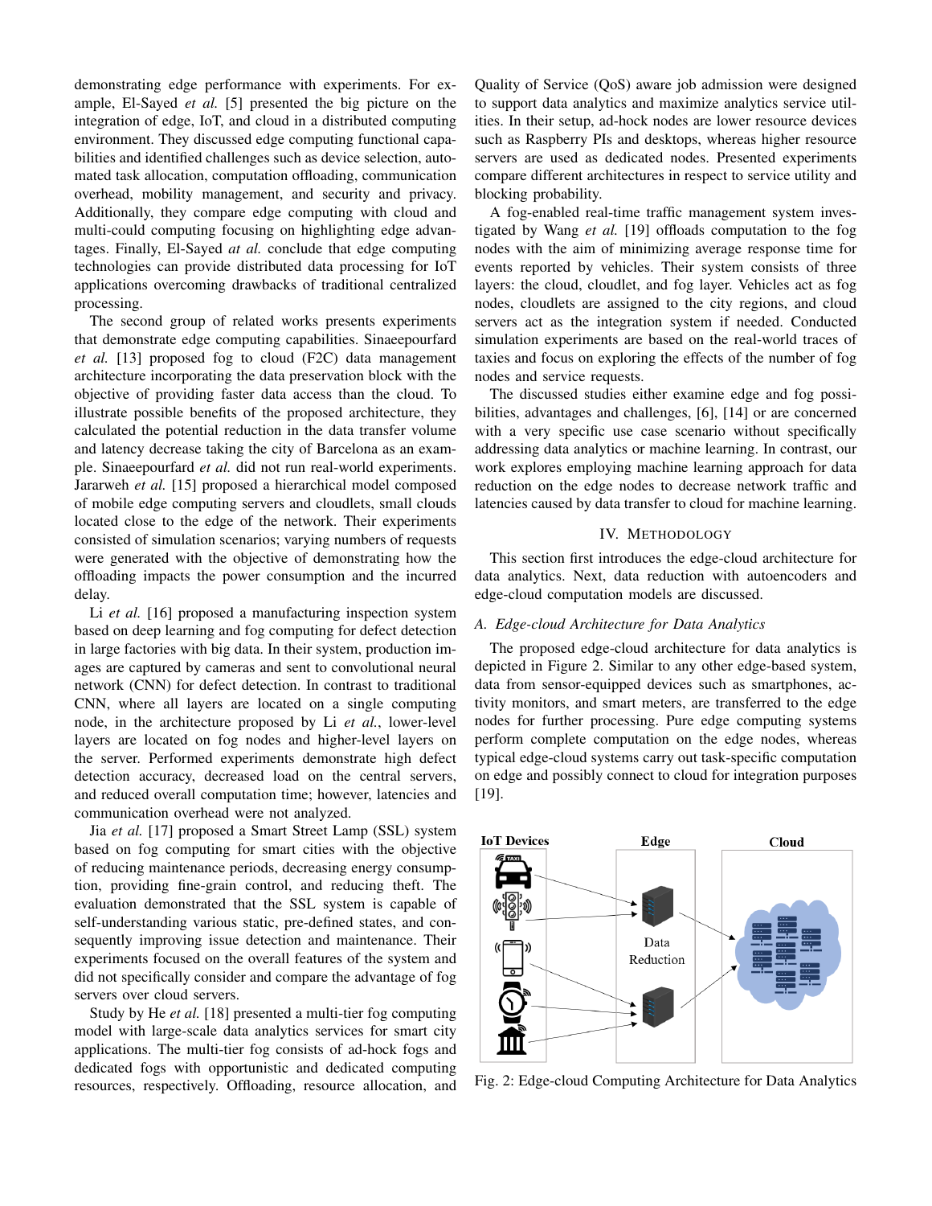demonstrating edge performance with experiments. For example, El-Sayed *et al.* [5] presented the big picture on the integration of edge, IoT, and cloud in a distributed computing environment. They discussed edge computing functional capabilities and identified challenges such as device selection, automated task allocation, computation offloading, communication overhead, mobility management, and security and privacy. Additionally, they compare edge computing with cloud and multi-could computing focusing on highlighting edge advantages. Finally, El-Sayed *at al.* conclude that edge computing technologies can provide distributed data processing for IoT applications overcoming drawbacks of traditional centralized processing.

The second group of related works presents experiments that demonstrate edge computing capabilities. Sinaeepourfard *et al.* [13] proposed fog to cloud (F2C) data management architecture incorporating the data preservation block with the objective of providing faster data access than the cloud. To illustrate possible benefits of the proposed architecture, they calculated the potential reduction in the data transfer volume and latency decrease taking the city of Barcelona as an example. Sinaeepourfard *et al.* did not run real-world experiments. Jararweh *et al.* [15] proposed a hierarchical model composed of mobile edge computing servers and cloudlets, small clouds located close to the edge of the network. Their experiments consisted of simulation scenarios; varying numbers of requests were generated with the objective of demonstrating how the offloading impacts the power consumption and the incurred delay.

Li *et al.* [16] proposed a manufacturing inspection system based on deep learning and fog computing for defect detection in large factories with big data. In their system, production images are captured by cameras and sent to convolutional neural network (CNN) for defect detection. In contrast to traditional CNN, where all layers are located on a single computing node, in the architecture proposed by Li *et al.*, lower-level layers are located on fog nodes and higher-level layers on the server. Performed experiments demonstrate high defect detection accuracy, decreased load on the central servers, and reduced overall computation time; however, latencies and communication overhead were not analyzed.

Jia *et al.* [17] proposed a Smart Street Lamp (SSL) system based on fog computing for smart cities with the objective of reducing maintenance periods, decreasing energy consumption, providing fine-grain control, and reducing theft. The evaluation demonstrated that the SSL system is capable of self-understanding various static, pre-defined states, and consequently improving issue detection and maintenance. Their experiments focused on the overall features of the system and did not specifically consider and compare the advantage of fog servers over cloud servers.

Study by He *et al.* [18] presented a multi-tier fog computing model with large-scale data analytics services for smart city applications. The multi-tier fog consists of ad-hock fogs and dedicated fogs with opportunistic and dedicated computing resources, respectively. Offloading, resource allocation, and Quality of Service (QoS) aware job admission were designed to support data analytics and maximize analytics service utilities. In their setup, ad-hock nodes are lower resource devices such as Raspberry PIs and desktops, whereas higher resource servers are used as dedicated nodes. Presented experiments compare different architectures in respect to service utility and blocking probability.

A fog-enabled real-time traffic management system investigated by Wang *et al.* [19] offloads computation to the fog nodes with the aim of minimizing average response time for events reported by vehicles. Their system consists of three layers: the cloud, cloudlet, and fog layer. Vehicles act as fog nodes, cloudlets are assigned to the city regions, and cloud servers act as the integration system if needed. Conducted simulation experiments are based on the real-world traces of taxies and focus on exploring the effects of the number of fog nodes and service requests.

The discussed studies either examine edge and fog possibilities, advantages and challenges, [6], [14] or are concerned with a very specific use case scenario without specifically addressing data analytics or machine learning. In contrast, our work explores employing machine learning approach for data reduction on the edge nodes to decrease network traffic and latencies caused by data transfer to cloud for machine learning.

## IV. Methodology

This section first introduces the edge-cloud architecture for data analytics. Next, data reduction with autoencoders and edge-cloud computation models are discussed.

### A. Edge-cloud Architecture for Data Analytics

The proposed edge-cloud architecture for data analytics is depicted in Figure 2. Similar to any other edge-based system, data from sensor-equipped devices such as smartphones, activity monitors, and smart meters, are transferred to the edge nodes for further processing. Pure edge computing systems perform complete computation on the edge nodes, whereas typical edge-cloud systems carry out task-specific computation on edge and possibly connect to cloud for integration purposes [19].

IoT Devices

Edge

Cloud

Data
Reduction

Fig. 2: Edge-cloud Computing Architecture for Data Analytics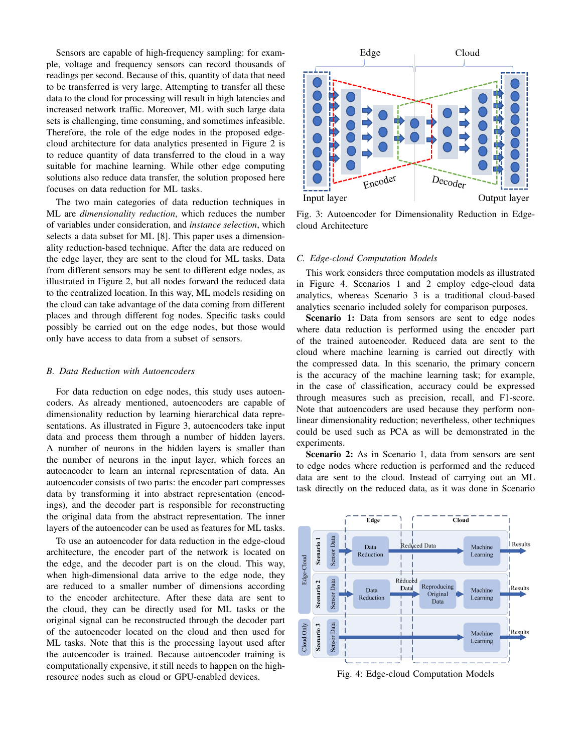Sensors are capable of high-frequency sampling: for example, voltage and frequency sensors can record thousands of readings per second. Because of this, quantity of data that need to be transferred is very large. Attempting to transfer all these data to the cloud for processing will result in high latencies and increased network traffic. Moreover, ML with such large data sets is challenging, time consuming, and sometimes infeasible. Therefore, the role of the edge nodes in the proposed edge-cloud architecture for data analytics presented in Figure 2 is to reduce quantity of data transferred to the cloud in a way suitable for machine learning. While other edge computing solutions also reduce data transfer, the solution proposed here focuses on data reduction for ML tasks.

The two main categories of data reduction techniques in ML are *dimensionality reduction*, which reduces the number of variables under consideration, and *instance selection*, which selects a data subset for ML [8]. This paper uses a dimensionality reduction-based technique. After the data are reduced on the edge layer, they are sent to the cloud for ML tasks. Data from different sensors may be sent to different edge nodes, as illustrated in Figure 2, but all nodes forward the reduced data to the centralized location. In this way, ML models residing on the cloud can take advantage of the data coming from different places and through different fog nodes. Specific tasks could possibly be carried out on the edge nodes, but those would only have access to data from a subset of sensors.

### B. Data Reduction with Autoencoders

For data reduction on edge nodes, this study uses autoencoders. As already mentioned, autoencoders are capable of dimensionality reduction by learning hierarchical data representations. As illustrated in Figure 3, autoencoders take input data and process them through a number of hidden layers. A number of neurons in the hidden layers is smaller than the number of neurons in the input layer, which forces an autoencoder to learn an internal representation of data. An autoencoder consists of two parts: the encoder part compresses data by transforming it into abstract representation (encodings), and the decoder part is responsible for reconstructing the original data from the abstract representation. The inner layers of the autoencoder can be used as features for ML tasks.

To use an autoencoder for data reduction in the edge-cloud architecture, the encoder part of the network is located on the edge, and the decoder part is on the cloud. This way, when high-dimensional data arrive to the edge node, they are reduced to a smaller number of dimensions according to the encoder architecture. After these data are sent to the cloud, they can be directly used for ML tasks or the original signal can be reconstructed through the decoder part of the autoencoder located on the cloud and then used for ML tasks. Note that this is the processing layout used after the autoencoder is trained. Because autoencoder training is computationally expensive, it still needs to happen on the high-resource nodes such as cloud or GPU-enabled devices.

Edge
Cloud
Encoder
Decoder
Input layer
Output layer

Fig. 3: Autoencoder for Dimensionality Reduction in Edge-cloud Architecture

### C. Edge-cloud Computation Models

This work considers three computation models as illustrated in Figure 4. Scenarios 1 and 2 employ edge-cloud data analytics, whereas Scenario 3 is a traditional cloud-based analytics scenario included solely for comparison purposes.

**Scenario 1:** Data from sensors are sent to edge nodes where data reduction is performed using the encoder part of the trained autoencoder. Reduced data are sent to the cloud where machine learning is carried out directly with the compressed data. In this scenario, the primary concern is the accuracy of the machine learning task; for example, in the case of classification, accuracy could be expressed through measures such as precision, recall, and F1-score. Note that autoencoders are used because they perform non-linear dimensionality reduction; nevertheless, other techniques could be used such as PCA as will be demonstrated in the experiments.

**Scenario 2:** As in Scenario 1, data from sensors are sent to edge nodes where reduction is performed and the reduced data are sent to the cloud. Instead of carrying out an ML task directly on the reduced data, as it was done in Scenario

Edge
Cloud
Edge-Cloud
Cloud Only
Scenario 1
Scenario 2
Scenario 3
Sensor Data
Data Reduction
Reduced Data
Machine Learning
Results
Reproducing Original Data

Fig. 4: Edge-cloud Computation Models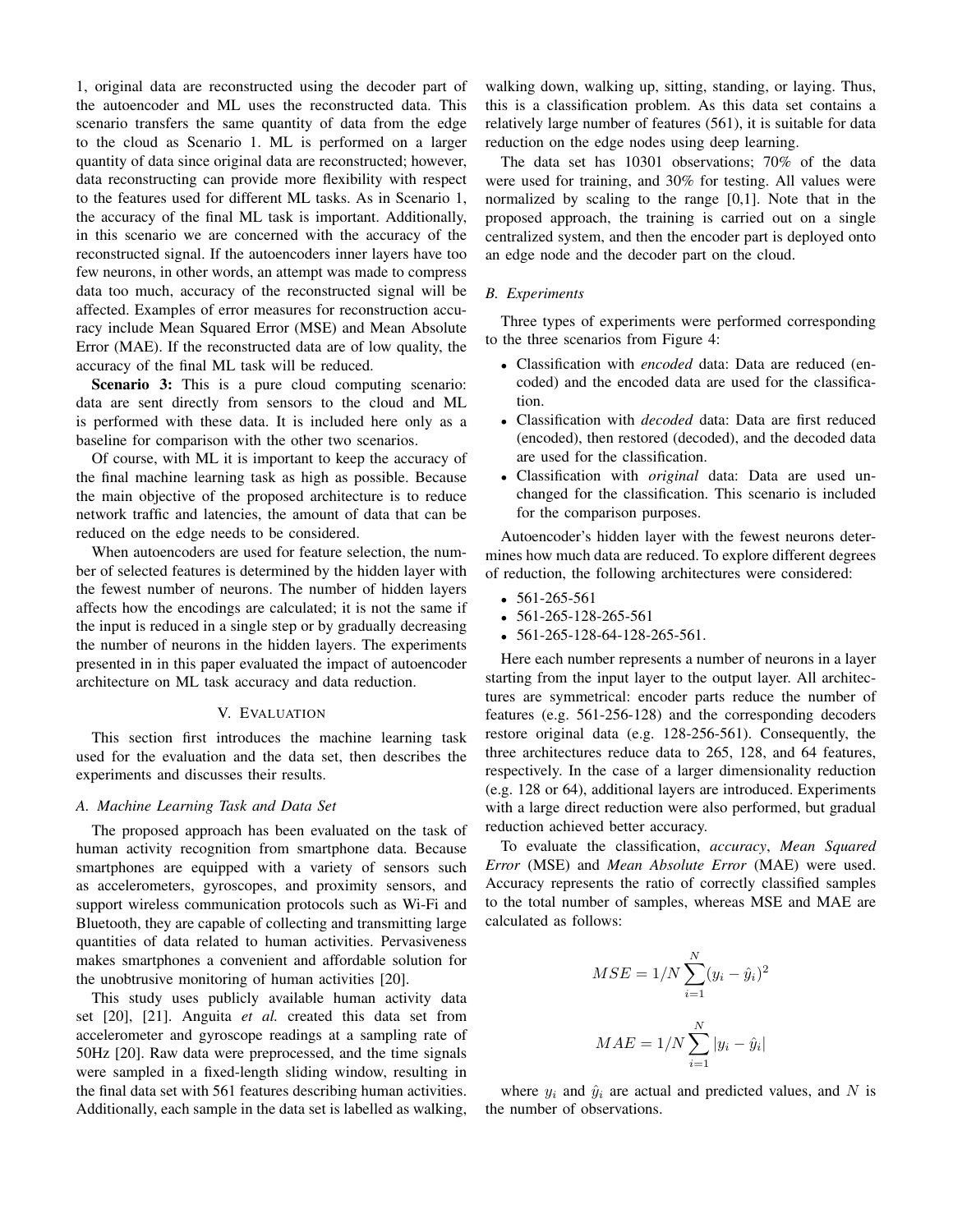1, original data are reconstructed using the decoder part of the autoencoder and ML uses the reconstructed data. This scenario transfers the same quantity of data from the edge to the cloud as Scenario 1. ML is performed on a larger quantity of data since original data are reconstructed; however, data reconstructing can provide more flexibility with respect to the features used for different ML tasks. As in Scenario 1, the accuracy of the final ML task is important. Additionally, in this scenario we are concerned with the accuracy of the reconstructed signal. If the autoencoders inner layers have too few neurons, in other words, an attempt was made to compress data too much, accuracy of the reconstructed signal will be affected. Examples of error measures for reconstruction accuracy include Mean Squared Error (MSE) and Mean Absolute Error (MAE). If the reconstructed data are of low quality, the accuracy of the final ML task will be reduced.

**Scenario 3:** This is a pure cloud computing scenario: data are sent directly from sensors to the cloud and ML is performed with these data. It is included here only as a baseline for comparison with the other two scenarios.

Of course, with ML it is important to keep the accuracy of the final machine learning task as high as possible. Because the main objective of the proposed architecture is to reduce network traffic and latencies, the amount of data that can be reduced on the edge needs to be considered.

When autoencoders are used for feature selection, the number of selected features is determined by the hidden layer with the fewest number of neurons. The number of hidden layers affects how the encodings are calculated; it is not the same if the input is reduced in a single step or by gradually decreasing the number of neurons in the hidden layers. The experiments presented in in this paper evaluated the impact of autoencoder architecture on ML task accuracy and data reduction.

## V. Evaluation

This section first introduces the machine learning task used for the evaluation and the data set, then describes the experiments and discusses their results.

### A. Machine Learning Task and Data Set

The proposed approach has been evaluated on the task of human activity recognition from smartphone data. Because smartphones are equipped with a variety of sensors such as accelerometers, gyroscopes, and proximity sensors, and support wireless communication protocols such as Wi-Fi and Bluetooth, they are capable of collecting and transmitting large quantities of data related to human activities. Pervasiveness makes smartphones a convenient and affordable solution for the unobtrusive monitoring of human activities [20].

This study uses publicly available human activity data set [20], [21]. Anguita *et al.* created this data set from accelerometer and gyroscope readings at a sampling rate of 50Hz [20]. Raw data were preprocessed, and the time signals were sampled in a fixed-length sliding window, resulting in the final data set with 561 features describing human activities. Additionally, each sample in the data set is labelled as walking, walking down, walking up, sitting, standing, or laying. Thus, this is a classification problem. As this data set contains a relatively large number of features (561), it is suitable for data reduction on the edge nodes using deep learning.

The data set has 10301 observations; 70% of the data were used for training, and 30% for testing. All values were normalized by scaling to the range [0,1]. Note that in the proposed approach, the training is carried out on a single centralized system, and then the encoder part is deployed onto an edge node and the decoder part on the cloud.

### B. Experiments

Three types of experiments were performed corresponding to the three scenarios from Figure 4:

- Classification with *encoded* data: Data are reduced (encoded) and the encoded data are used for the classification.
- Classification with *decoded* data: Data are first reduced (encoded), then restored (decoded), and the decoded data are used for the classification.
- Classification with *original* data: Data are used unchanged for the classification. This scenario is included for the comparison purposes.

Autoencoder's hidden layer with the fewest neurons determines how much data are reduced. To explore different degrees of reduction, the following architectures were considered:

- 561-265-561
- 561-265-128-265-561
- 561-265-128-64-128-265-561.

Here each number represents a number of neurons in a layer starting from the input layer to the output layer. All architectures are symmetrical: encoder parts reduce the number of features (e.g. 561-256-128) and the corresponding decoders restore original data (e.g. 128-256-561). Consequently, the three architectures reduce data to 265, 128, and 64 features, respectively. In the case of a larger dimensionality reduction (e.g. 128 or 64), additional layers are introduced. Experiments with a large direct reduction were also performed, but gradual reduction achieved better accuracy.

To evaluate the classification, *accuracy*, *Mean Squared Error* (MSE) and *Mean Absolute Error* (MAE) were used. Accuracy represents the ratio of correctly classified samples to the total number of samples, whereas MSE and MAE are calculated as follows:

$$MSE = 1/N \sum_{i=1}^{N} (y_i - \hat{y}_i)^2$$

$$MAE = 1/N \sum_{i=1}^{N} |y_i - \hat{y}_i|$$

where $y_i$ and $\hat{y}_i$ are actual and predicted values, and $N$ is the number of observations.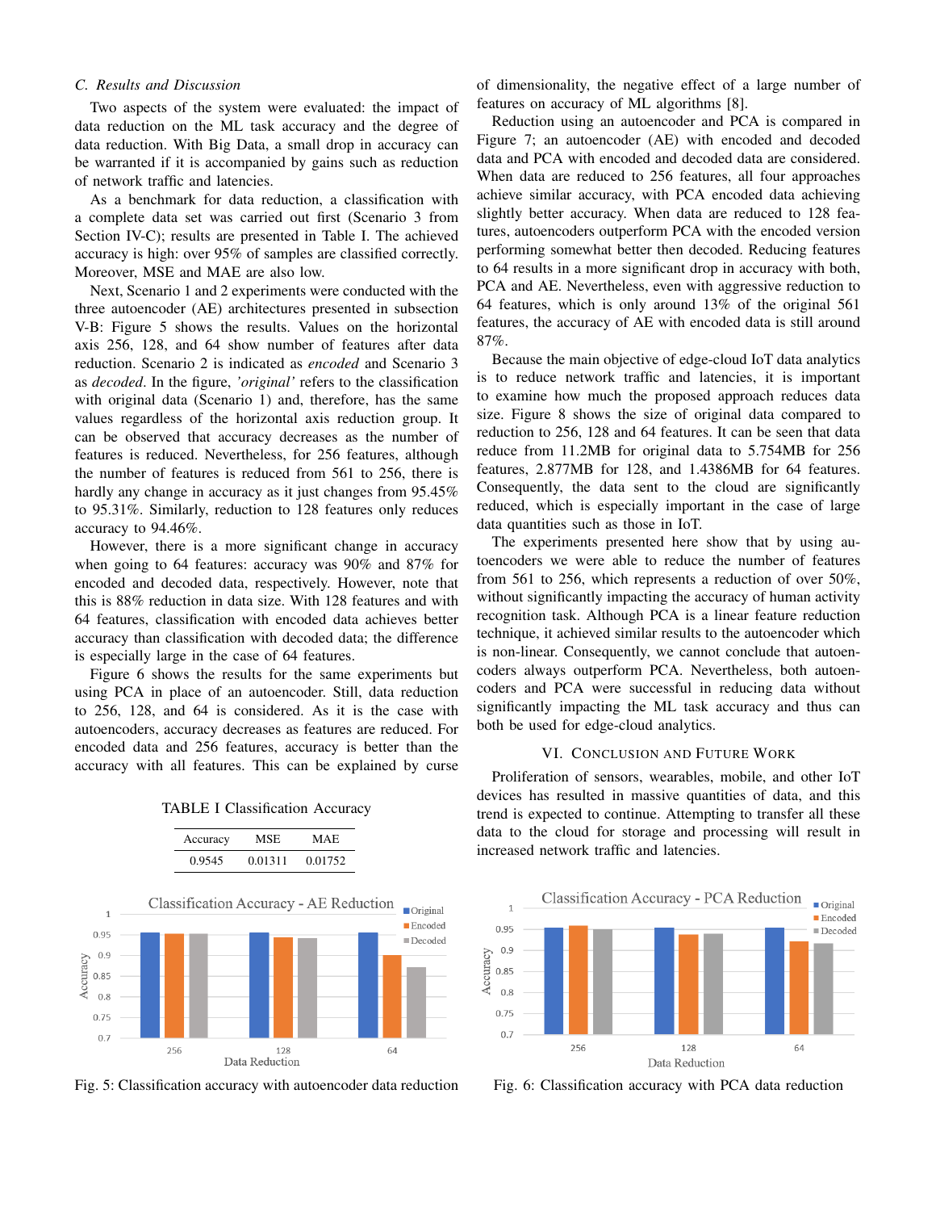### C. Results and Discussion

Two aspects of the system were evaluated: the impact of data reduction on the ML task accuracy and the degree of data reduction. With Big Data, a small drop in accuracy can be warranted if it is accompanied by gains such as reduction of network traffic and latencies.

As a benchmark for data reduction, a classification with a complete data set was carried out first (Scenario 3 from Section IV-C); results are presented in Table I. The achieved accuracy is high: over 95% of samples are classified correctly. Moreover, MSE and MAE are also low.

Next, Scenario 1 and 2 experiments were conducted with the three autoencoder (AE) architectures presented in subsection V-B: Figure 5 shows the results. Values on the horizontal axis 256, 128, and 64 show number of features after data reduction. Scenario 2 is indicated as *encoded* and Scenario 3 as *decoded*. In the figure, *'original'* refers to the classification with original data (Scenario 1) and, therefore, has the same values regardless of the horizontal axis reduction group. It can be observed that accuracy decreases as the number of features is reduced. Nevertheless, for 256 features, although the number of features is reduced from 561 to 256, there is hardly any change in accuracy as it just changes from 95.45% to 95.31%. Similarly, reduction to 128 features only reduces accuracy to 94.46%.

However, there is a more significant change in accuracy when going to 64 features: accuracy was 90% and 87% for encoded and decoded data, respectively. However, note that this is 88% reduction in data size. With 128 features and with 64 features, classification with encoded data achieves better accuracy than classification with decoded data; the difference is especially large in the case of 64 features.

Figure 6 shows the results for the same experiments but using PCA in place of an autoencoder. Still, data reduction to 256, 128, and 64 is considered. As it is the case with autoencoders, accuracy decreases as features are reduced. For encoded data and 256 features, accuracy is better than the accuracy with all features. This can be explained by curse of dimensionality, the negative effect of a large number of features on accuracy of ML algorithms [8].

Reduction using an autoencoder and PCA is compared in Figure 7; an autoencoder (AE) with encoded and decoded data and PCA with encoded and decoded data are considered. When data are reduced to 256 features, all four approaches achieve similar accuracy, with PCA encoded data achieving slightly better accuracy. When data are reduced to 128 features, autoencoders outperform PCA with the encoded version performing somewhat better then decoded. Reducing features to 64 results in a more significant drop in accuracy with both, PCA and AE. Nevertheless, even with aggressive reduction to 64 features, which is only around 13% of the original 561 features, the accuracy of AE with encoded data is still around 87%.

Because the main objective of edge-cloud IoT data analytics is to reduce network traffic and latencies, it is important to examine how much the proposed approach reduces data size. Figure 8 shows the size of original data compared to reduction to 256, 128 and 64 features. It can be seen that data reduce from 11.2MB for original data to 5.754MB for 256 features, 2.877MB for 128, and 1.4386MB for 64 features. Consequently, the data sent to the cloud are significantly reduced, which is especially important in the case of large data quantities such as those in IoT.

The experiments presented here show that by using autoencoders we were able to reduce the number of features from 561 to 256, which represents a reduction of over 50%, without significantly impacting the accuracy of human activity recognition task. Although PCA is a linear feature reduction technique, it achieved similar results to the autoencoder which is non-linear. Consequently, we cannot conclude that autoencoders always outperform PCA. Nevertheless, both autoencoders and PCA were successful in reducing data without significantly impacting the ML task accuracy and thus can both be used for edge-cloud analytics.

TABLE I Classification Accuracy

| Accuracy | MSE | MAE |
|---|---|---|
| 0.9545 | 0.01311 | 0.01752 |

Fig. 5: Classification accuracy with autoencoder data reduction

Fig. 6: Classification accuracy with PCA data reduction

## VI. Conclusion and Future Work

Proliferation of sensors, wearables, mobile, and other IoT devices has resulted in massive quantities of data, and this trend is expected to continue. Attempting to transfer all these data to the cloud for storage and processing will result in increased network traffic and latencies.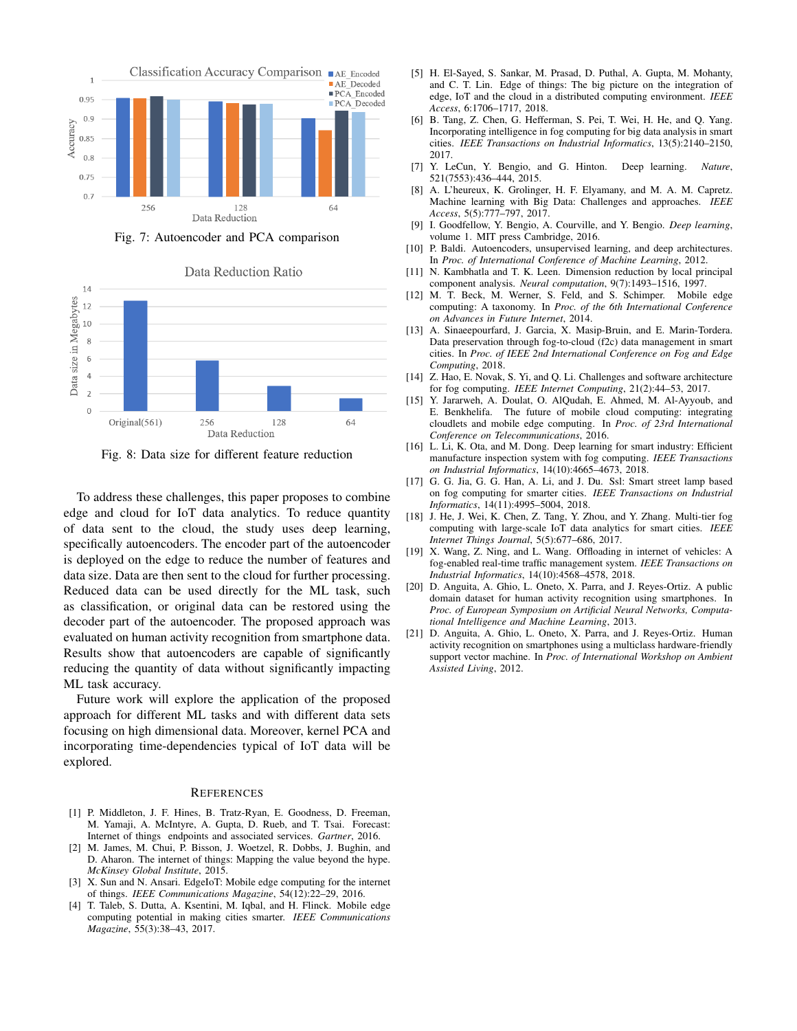Classification Accuracy Comparison

AE_Encoded
AE_Decoded
PCA_Encoded
PCA_Decoded

Accuracy

1
0.95
0.9
0.85
0.8
0.75
0.7

256
128
64

Data Reduction

Fig. 7: Autoencoder and PCA comparison

Data Reduction Ratio

Data size in Megabytes

14
12
10
8
6
4
2
0

Original(561)
256
128
64

Data Reduction

Fig. 8: Data size for different feature reduction

To address these challenges, this paper proposes to combine edge and cloud for IoT data analytics. To reduce quantity of data sent to the cloud, the study uses deep learning, specifically autoencoders. The encoder part of the autoencoder is deployed on the edge to reduce the number of features and data size. Data are then sent to the cloud for further processing. Reduced data can be used directly for the ML task, such as classification, or original data can be restored using the decoder part of the autoencoder. The proposed approach was evaluated on human activity recognition from smartphone data. Results show that autoencoders are capable of significantly reducing the quantity of data without significantly impacting ML task accuracy.

Future work will explore the application of the proposed approach for different ML tasks and with different data sets focusing on high dimensional data. Moreover, kernel PCA and incorporating time-dependencies typical of IoT data will be explored.

## References

[1] P. Middleton, J. F. Hines, B. Tratz-Ryan, E. Goodness, D. Freeman, M. Yamaji, A. McIntyre, A. Gupta, D. Rueb, and T. Tsai. Forecast: Internet of things endpoints and associated services. *Gartner*, 2016.

[2] M. James, M. Chui, P. Bisson, J. Woetzel, R. Dobbs, J. Bughin, and D. Aharon. The internet of things: Mapping the value beyond the hype. *McKinsey Global Institute*, 2015.

[3] X. Sun and N. Ansari. EdgeIoT: Mobile edge computing for the internet of things. *IEEE Communications Magazine*, 54(12):22–29, 2016.

[4] T. Taleb, S. Dutta, A. Ksentini, M. Iqbal, and H. Flinck. Mobile edge computing potential in making cities smarter. *IEEE Communications Magazine*, 55(3):38–43, 2017.

[5] H. El-Sayed, S. Sankar, M. Prasad, D. Puthal, A. Gupta, M. Mohanty, and C. T. Lin. Edge of things: The big picture on the integration of edge, IoT and the cloud in a distributed computing environment. *IEEE Access*, 6:1706–1717, 2018.

[6] B. Tang, Z. Chen, G. Hefferman, S. Pei, T. Wei, H. He, and Q. Yang. Incorporating intelligence in fog computing for big data analysis in smart cities. *IEEE Transactions on Industrial Informatics*, 13(5):2140–2150, 2017.

[7] Y. LeCun, Y. Bengio, and G. Hinton. Deep learning. *Nature*, 521(7553):436–444, 2015.

[8] A. L'heureux, K. Grolinger, H. F. Elyamany, and M. A. M. Capretz. Machine learning with Big Data: Challenges and approaches. *IEEE Access*, 5(5):777–797, 2017.

[9] I. Goodfellow, Y. Bengio, A. Courville, and Y. Bengio. *Deep learning*, volume 1. MIT press Cambridge, 2016.

[10] P. Baldi. Autoencoders, unsupervised learning, and deep architectures. In *Proc. of International Conference of Machine Learning*, 2012.

[11] N. Kambhatla and T. K. Leen. Dimension reduction by local principal component analysis. *Neural computation*, 9(7):1493–1516, 1997.

[12] M. T. Beck, M. Werner, S. Feld, and S. Schimper. Mobile edge computing: A taxonomy. In *Proc. of the 6th International Conference on Advances in Future Internet*, 2014.

[13] A. Sinaeepourfard, J. Garcia, X. Masip-Bruin, and E. Marin-Tordera. Data preservation through fog-to-cloud (f2c) data management in smart cities. In *Proc. of IEEE 2nd International Conference on Fog and Edge Computing*, 2018.

[14] Z. Hao, E. Novak, S. Yi, and Q. Li. Challenges and software architecture for fog computing. *IEEE Internet Computing*, 21(2):44–53, 2017.

[15] Y. Jararweh, A. Doulat, O. AlQudah, E. Ahmed, M. Al-Ayyoub, and E. Benkhelifa. The future of mobile cloud computing: integrating cloudlets and mobile edge computing. In *Proc. of 23rd International Conference on Telecommunications*, 2016.

[16] L. Li, K. Ota, and M. Dong. Deep learning for smart industry: Efficient manufacture inspection system with fog computing. *IEEE Transactions on Industrial Informatics*, 14(10):4665–4673, 2018.

[17] G. G. Jia, G. G. Han, A. Li, and J. Du. Ssl: Smart street lamp based on fog computing for smarter cities. *IEEE Transactions on Industrial Informatics*, 14(11):4995–5004, 2018.

[18] J. He, J. Wei, K. Chen, Z. Tang, Y. Zhou, and Y. Zhang. Multi-tier fog computing with large-scale IoT data analytics for smart cities. *IEEE Internet Things Journal*, 5(2):677–686, 2017.

[19] X. Wang, Z. Ning, and L. Wang. Offloading in internet of vehicles: A fog-enabled real-time traffic management system. *IEEE Transactions on Industrial Informatics*, 14(10):4568–4578, 2018.

[20] D. Anguita, A. Ghio, L. Oneto, X. Parra, and J. Reyes-Ortiz. A public domain dataset for human activity recognition using smartphones. In *Proc. of European Symposium on Artificial Neural Networks, Computational Intelligence and Machine Learning*, 2013.

[21] D. Anguita, A. Ghio, L. Oneto, X. Parra, and J. Reyes-Ortiz. Human activity recognition on smartphones using a multiclass hardware-friendly support vector machine. In *Proc. of International Workshop on Ambient Assisted Living*, 2012.